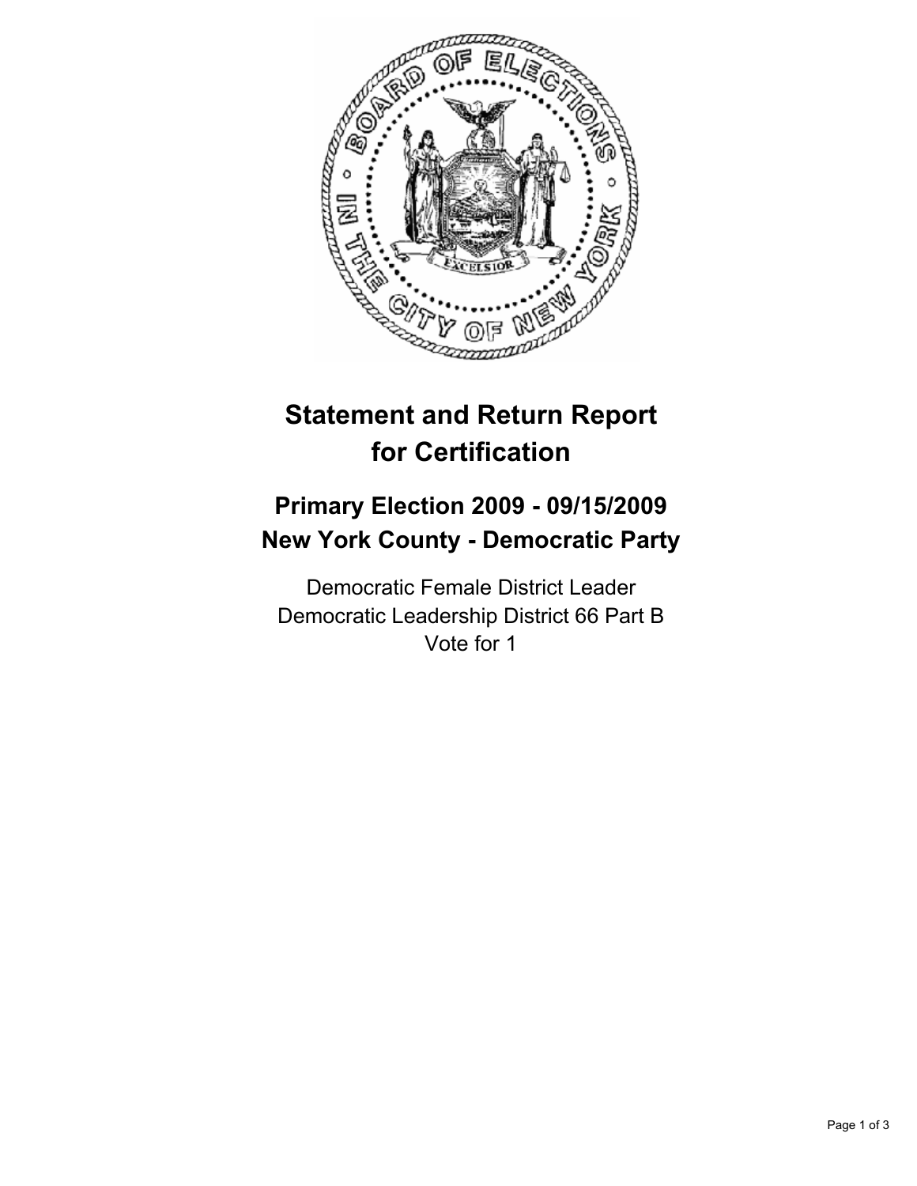# Statement and Return Report for Certification

## Primary Election 2009 - 09/15/2009
## New York County - Democratic Party

Democratic Female District Leader
Democratic Leadership District 66 Part B
Vote for 1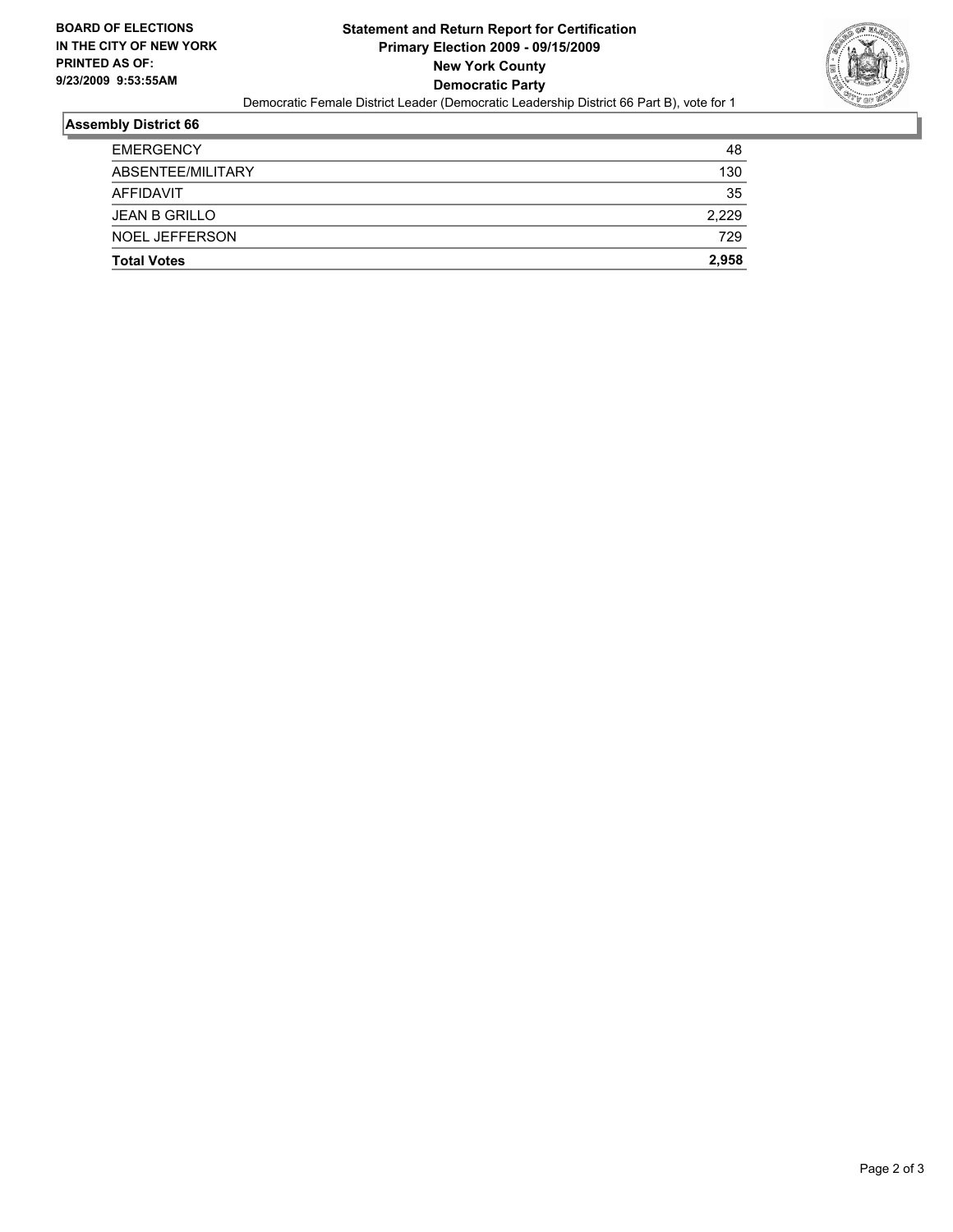**BOARD OF ELECTIONS IN THE CITY OF NEW YORK PRINTED AS OF: 9/23/2009 9:53:55AM**

# Statement and Return Report for Certification
## Primary Election 2009 - 09/15/2009
## New York County
## Democratic Party

Democratic Female District Leader (Democratic Leadership District 66 Part B), vote for 1

### Assembly District 66

| | |
|---|---|
| EMERGENCY | 48 |
| ABSENTEE/MILITARY | 130 |
| AFFIDAVIT | 35 |
| JEAN B GRILLO | 2,229 |
| NOEL JEFFERSON | 729 |
| **Total Votes** | **2,958** |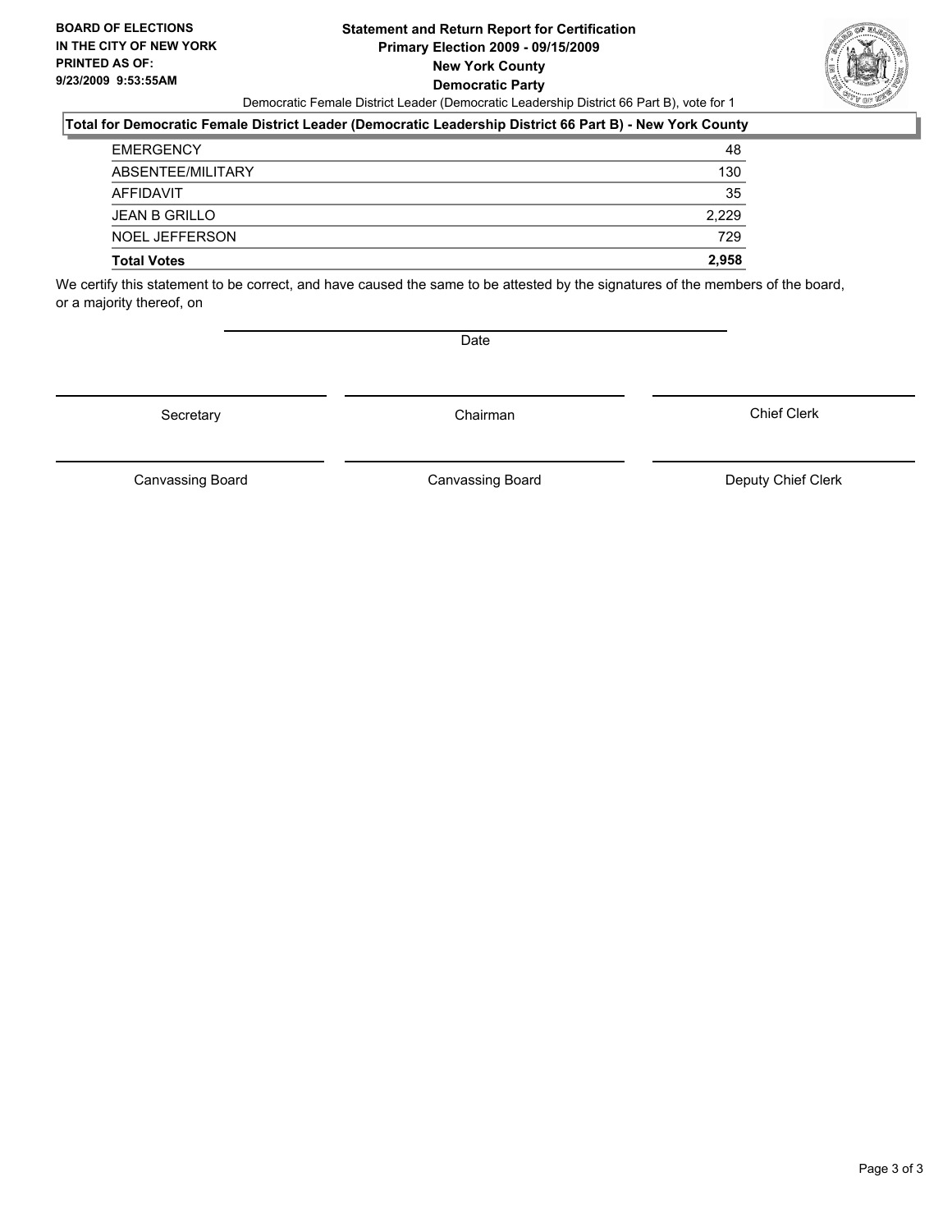**BOARD OF ELECTIONS IN THE CITY OF NEW YORK PRINTED AS OF: 9/23/2009 9:53:55AM**

**Statement and Return Report for Certification**
**Primary Election 2009 - 09/15/2009**
**New York County**
**Democratic Party**

Democratic Female District Leader (Democratic Leadership District 66 Part B), vote for 1

**Total for Democratic Female District Leader (Democratic Leadership District 66 Part B) - New York County**

| | |
|---|---|
| EMERGENCY | 48 |
| ABSENTEE/MILITARY | 130 |
| AFFIDAVIT | 35 |
| JEAN B GRILLO | 2,229 |
| NOEL JEFFERSON | 729 |
| **Total Votes** | **2,958** |

We certify this statement to be correct, and have caused the same to be attested by the signatures of the members of the board, or a majority thereof, on

Date

Secretary

Chairman

Chief Clerk

Canvassing Board

Canvassing Board

Deputy Chief Clerk